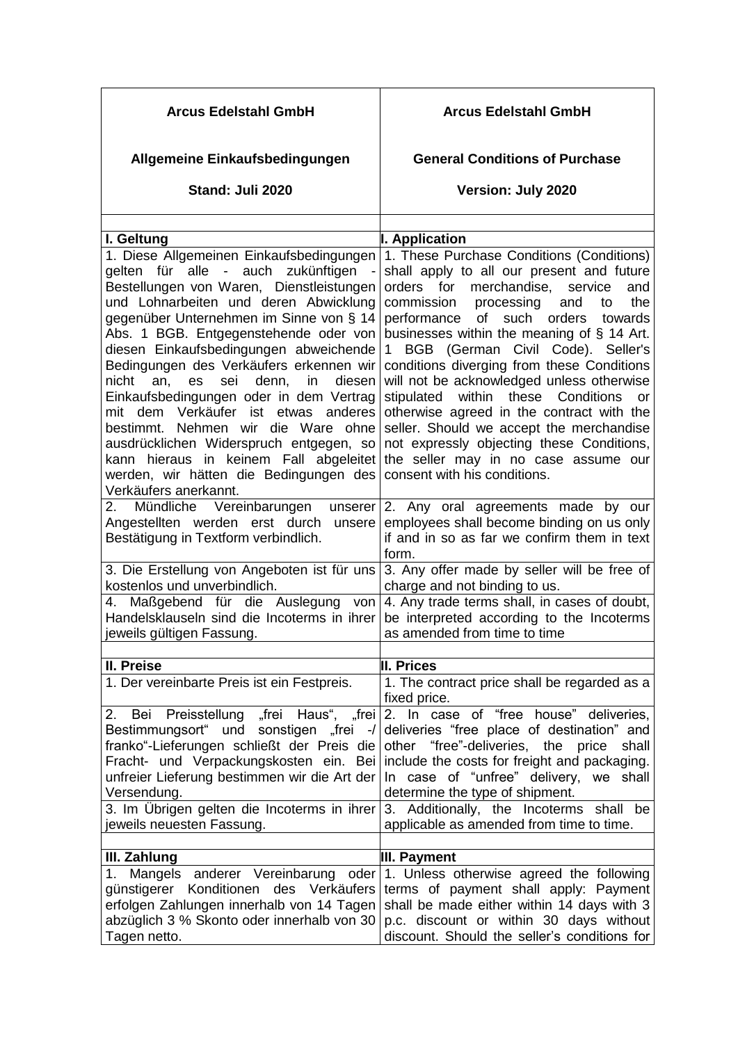| Arcus Edelstahl GmbH<br><br>Allgemeine Einkaufsbedingungen<br><br>Stand: Juli 2020 | Arcus Edelstahl GmbH<br><br>General Conditions of Purchase<br><br>Version: July 2020 |
|---|---|
| | |
| **I. Geltung** | **I. Application** |
| 1. Diese Allgemeinen Einkaufsbedingungen gelten für alle - auch zukünftigen - Bestellungen von Waren, Dienstleistungen und Lohnarbeiten und deren Abwicklung gegenüber Unternehmen im Sinne von § 14 Abs. 1 BGB. Entgegenstehende oder von diesen Einkaufsbedingungen abweichende Bedingungen des Verkäufers erkennen wir nicht an, es sei denn, in diesen Einkaufsbedingungen oder in dem Vertrag mit dem Verkäufer ist etwas anderes bestimmt. Nehmen wir die Ware ohne ausdrücklichen Widerspruch entgegen, so kann hieraus in keinem Fall abgeleitet werden, wir hätten die Bedingungen des Verkäufers anerkannt. | 1. These Purchase Conditions (Conditions) shall apply to all our present and future orders for merchandise, service and commission processing and to the performance of such orders towards businesses within the meaning of § 14 Art. 1 BGB (German Civil Code). Seller's conditions diverging from these Conditions will not be acknowledged unless otherwise stipulated within these Conditions or otherwise agreed in the contract with the seller. Should we accept the merchandise not expressly objecting these Conditions, the seller may in no case assume our consent with his conditions. |
| 2. Mündliche Vereinbarungen unserer Angestellten werden erst durch unsere Bestätigung in Textform verbindlich. | 2. Any oral agreements made by our employees shall become binding on us only if and in so as far we confirm them in text form. |
| 3. Die Erstellung von Angeboten ist für uns kostenlos und unverbindlich. | 3. Any offer made by seller will be free of charge and not binding to us. |
| 4. Maßgebend für die Auslegung von Handelsklauseln sind die Incoterms in ihrer jeweils gültigen Fassung. | 4. Any trade terms shall, in cases of doubt, be interpreted according to the Incoterms as amended from time to time |
| | |
| **II. Preise** | **II. Prices** |
| 1. Der vereinbarte Preis ist ein Festpreis. | 1. The contract price shall be regarded as a fixed price. |
| 2. Bei Preisstellung „frei Haus", „frei Bestimmungsort" und sonstigen „frei -/ franko"-Lieferungen schließt der Preis die Fracht- und Verpackungskosten ein. Bei unfreier Lieferung bestimmen wir die Art der Versendung. | 2. In case of "free house" deliveries, deliveries "free place of destination" and other "free"-deliveries, the price shall include the costs for freight and packaging. In case of "unfree" delivery, we shall determine the type of shipment. |
| 3. Im Übrigen gelten die Incoterms in ihrer jeweils neuesten Fassung. | 3. Additionally, the Incoterms shall be applicable as amended from time to time. |
| | |
| **III. Zahlung** | **III. Payment** |
| 1. Mangels anderer Vereinbarung oder günstigerer Konditionen des Verkäufers erfolgen Zahlungen innerhalb von 14 Tagen abzüglich 3 % Skonto oder innerhalb von 30 Tagen netto. | 1. Unless otherwise agreed the following terms of payment shall apply: Payment shall be made either within 14 days with 3 p.c. discount or within 30 days without discount. Should the seller's conditions for |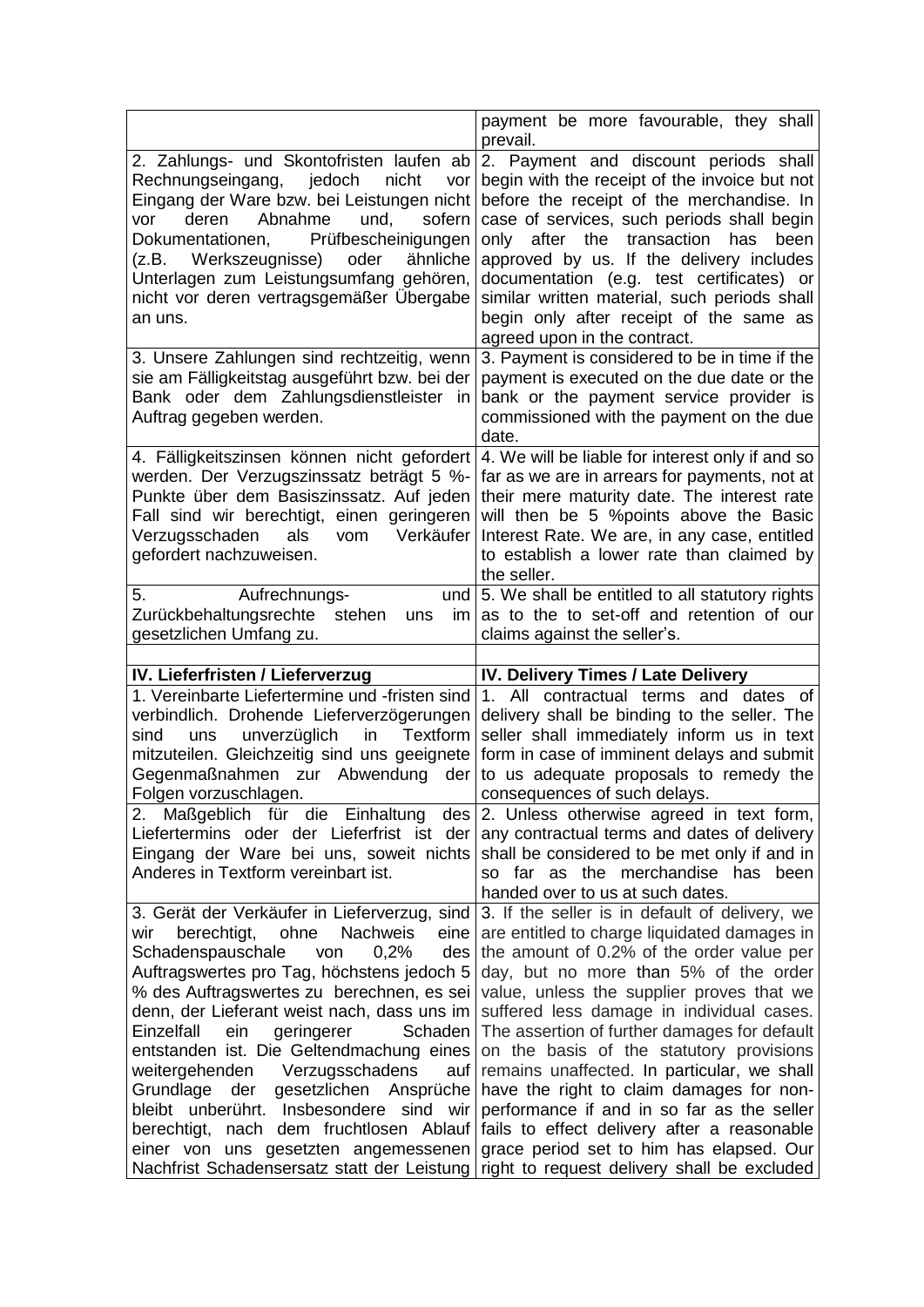| | |
|---|---|
| | payment be more favourable, they shall prevail. |
| 2. Zahlungs- und Skontofristen laufen ab Rechnungseingang, jedoch nicht vor Eingang der Ware bzw. bei Leistungen nicht vor deren Abnahme und, sofern Dokumentationen, Prüfbescheinigungen (z.B. Werkszeugnisse) oder ähnliche Unterlagen zum Leistungsumfang gehören, nicht vor deren vertragsgemäßer Übergabe an uns. | 2. Payment and discount periods shall begin with the receipt of the invoice but not before the receipt of the merchandise. In case of services, such periods shall begin only after the transaction has been approved by us. If the delivery includes documentation (e.g. test certificates) or similar written material, such periods shall begin only after receipt of the same as agreed upon in the contract. |
| 3. Unsere Zahlungen sind rechtzeitig, wenn sie am Fälligkeitstag ausgeführt bzw. bei der Bank oder dem Zahlungsdienstleister in Auftrag gegeben werden. | 3. Payment is considered to be in time if the payment is executed on the due date or the bank or the payment service provider is commissioned with the payment on the due date. |
| 4. Fälligkeitszinsen können nicht gefordert werden. Der Verzugszinssatz beträgt 5 %-Punkte über dem Basiszinssatz. Auf jeden Fall sind wir berechtigt, einen geringeren Verzugsschaden als vom Verkäufer gefordert nachzuweisen. | 4. We will be liable for interest only if and so far as we are in arrears for payments, not at their mere maturity date. The interest rate will then be 5 %points above the Basic Interest Rate. We are, in any case, entitled to establish a lower rate than claimed by the seller. |
| 5. Aufrechnungs- und Zurückbehaltungsrechte stehen uns im gesetzlichen Umfang zu. | 5. We shall be entitled to all statutory rights as to the to set-off and retention of our claims against the seller's. |
| | |
| **IV. Lieferfristen / Lieferverzug** | **IV. Delivery Times / Late Delivery** |
| 1. Vereinbarte Liefertermine und -fristen sind verbindlich. Drohende Lieferverzögerungen sind uns unverzüglich in Textform mitzuteilen. Gleichzeitig sind uns geeignete Gegenmaßnahmen zur Abwendung der Folgen vorzuschlagen. | 1. All contractual terms and dates of delivery shall be binding to the seller. The seller shall immediately inform us in text form in case of imminent delays and submit to us adequate proposals to remedy the consequences of such delays. |
| 2. Maßgeblich für die Einhaltung des Liefertermins oder der Lieferfrist ist der Eingang der Ware bei uns, soweit nichts Anderes in Textform vereinbart ist. | 2. Unless otherwise agreed in text form, any contractual terms and dates of delivery shall be considered to be met only if and in so far as the merchandise has been handed over to us at such dates. |
| 3. Gerät der Verkäufer in Lieferverzug, sind wir berechtigt, ohne Nachweis eine Schadenspauschale von 0,2% des Auftragswertes pro Tag, höchstens jedoch 5 % des Auftragswertes zu berechnen, es sei denn, der Lieferant weist nach, dass uns im Einzelfall ein geringerer Schaden entstanden ist. Die Geltendmachung eines weitergehenden Verzugsschadens auf Grundlage der gesetzlichen Ansprüche bleibt unberührt. Insbesondere sind wir berechtigt, nach dem fruchtlosen Ablauf einer von uns gesetzten angemessenen Nachfrist Schadensersatz statt der Leistung | 3. If the seller is in default of delivery, we are entitled to charge liquidated damages in the amount of 0.2% of the order value per day, but no more than 5% of the order value, unless the supplier proves that we suffered less damage in individual cases. The assertion of further damages for default on the basis of the statutory provisions remains unaffected. In particular, we shall have the right to claim damages for non-performance if and in so far as the seller fails to effect delivery after a reasonable grace period set to him has elapsed. Our right to request delivery shall be excluded |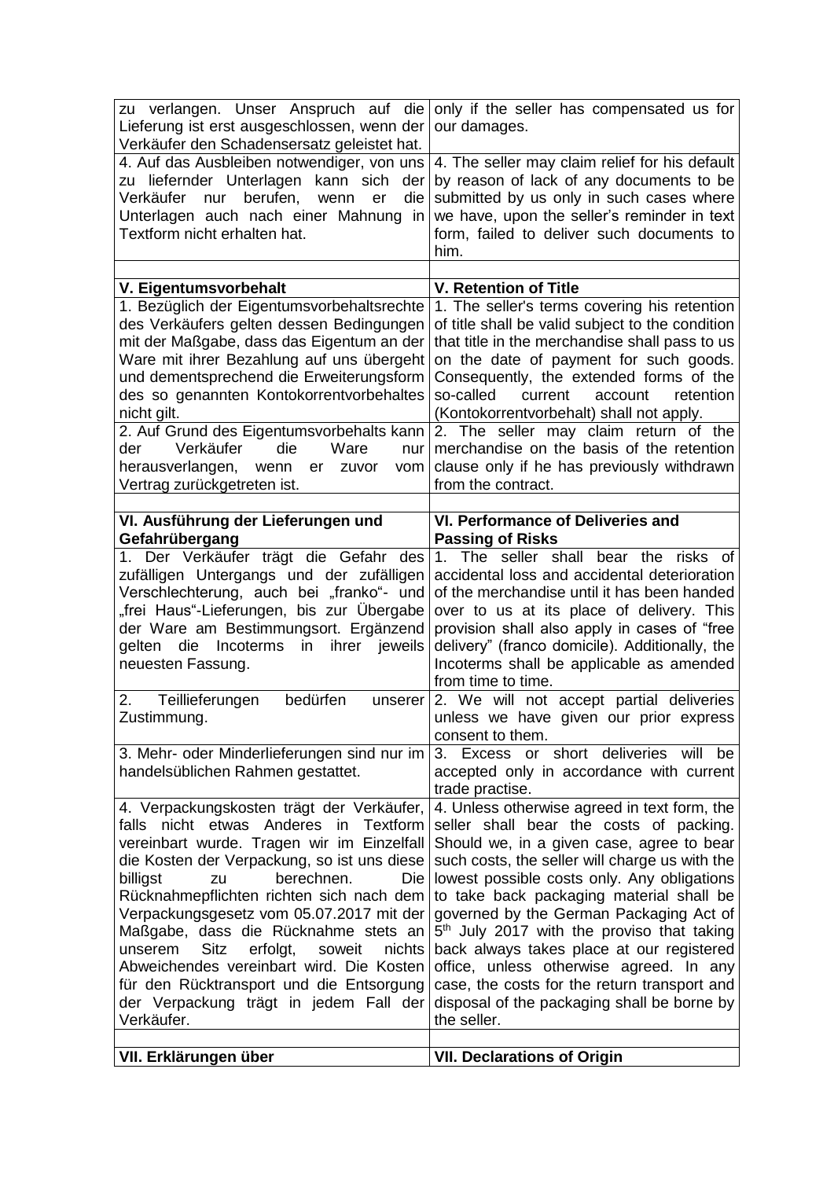| | |
|---|---|
| zu verlangen. Unser Anspruch auf die Lieferung ist erst ausgeschlossen, wenn der Verkäufer den Schadensersatz geleistet hat. | only if the seller has compensated us for our damages. |
| 4. Auf das Ausbleiben notwendiger, von uns zu liefernder Unterlagen kann sich der Verkäufer nur berufen, wenn er die Unterlagen auch nach einer Mahnung in Textform nicht erhalten hat. | 4. The seller may claim relief for his default by reason of lack of any documents to be submitted by us only in such cases where we have, upon the seller's reminder in text form, failed to deliver such documents to him. |
| | |
| **V. Eigentumsvorbehalt** | **V. Retention of Title** |
| 1. Bezüglich der Eigentumsvorbehaltsrechte des Verkäufers gelten dessen Bedingungen mit der Maßgabe, dass das Eigentum an der Ware mit ihrer Bezahlung auf uns übergeht und dementsprechend die Erweiterungsform des so genannten Kontokorrentvorbehaltes nicht gilt. | 1. The seller's terms covering his retention of title shall be valid subject to the condition that title in the merchandise shall pass to us on the date of payment for such goods. Consequently, the extended forms of the so-called current account retention (Kontokorrentvorbehalt) shall not apply. |
| 2. Auf Grund des Eigentumsvorbehalts kann der Verkäufer die Ware nur herausverlangen, wenn er zuvor vom Vertrag zurückgetreten ist. | 2. The seller may claim return of the merchandise on the basis of the retention clause only if he has previously withdrawn from the contract. |
| | |
| **VI. Ausführung der Lieferungen und Gefahrübergang** | **VI. Performance of Deliveries and Passing of Risks** |
| 1. Der Verkäufer trägt die Gefahr des zufälligen Untergangs und der zufälligen Verschlechterung, auch bei „franko"- und „frei Haus"-Lieferungen, bis zur Übergabe der Ware am Bestimmungsort. Ergänzend gelten die Incoterms in ihrer jeweils neuesten Fassung. | 1. The seller shall bear the risks of accidental loss and accidental deterioration of the merchandise until it has been handed over to us at its place of delivery. This provision shall also apply in cases of "free delivery" (franco domicile). Additionally, the Incoterms shall be applicable as amended from time to time. |
| 2. Teillieferungen bedürfen unserer Zustimmung. | 2. We will not accept partial deliveries unless we have given our prior express consent to them. |
| 3. Mehr- oder Minderlieferungen sind nur im handelsüblichen Rahmen gestattet. | 3. Excess or short deliveries will be accepted only in accordance with current trade practise. |
| 4. Verpackungskosten trägt der Verkäufer, falls nicht etwas Anderes in Textform vereinbart wurde. Tragen wir im Einzelfall die Kosten der Verpackung, so ist uns diese billigst zu berechnen. Die Rücknahmepflichten richten sich nach dem Verpackungsgesetz vom 05.07.2017 mit der Maßgabe, dass die Rücknahme stets an unserem Sitz erfolgt, soweit nichts Abweichendes vereinbart wird. Die Kosten für den Rücktransport und die Entsorgung der Verpackung trägt in jedem Fall der Verkäufer. | 4. Unless otherwise agreed in text form, the seller shall bear the costs of packing. Should we, in a given case, agree to bear such costs, the seller will charge us with the lowest possible costs only. Any obligations to take back packaging material shall be governed by the German Packaging Act of 5th July 2017 with the proviso that taking back always takes place at our registered office, unless otherwise agreed. In any case, the costs for the return transport and disposal of the packaging shall be borne by the seller. |
| | |
| **VII. Erklärungen über** | **VII. Declarations of Origin** |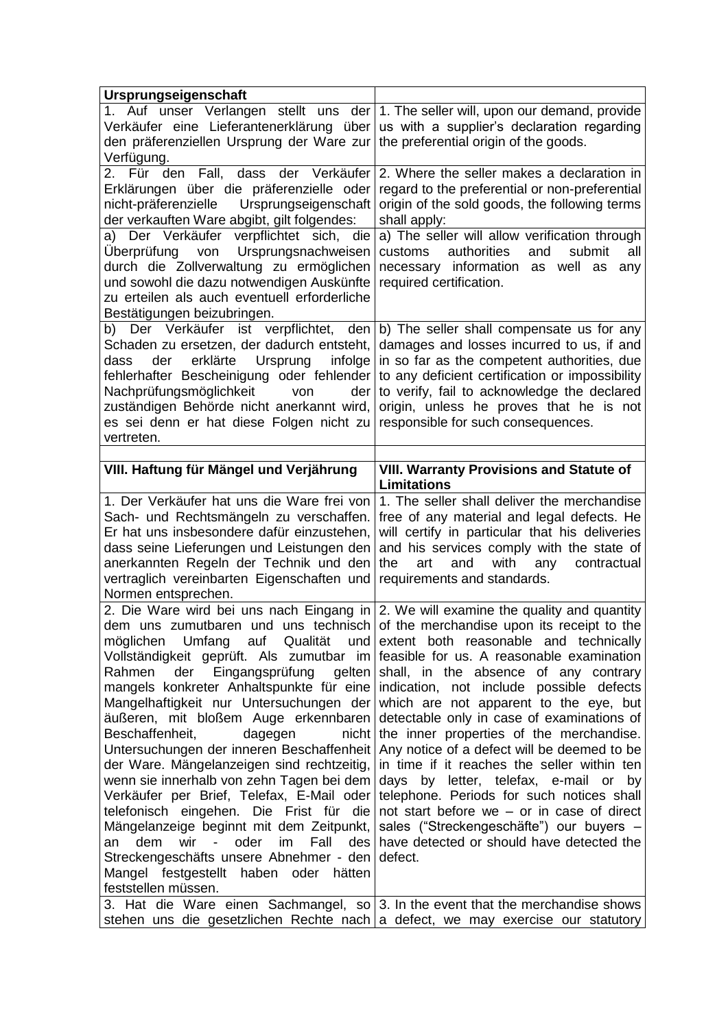| Ursprungseigenschaft | |
|---|---|
| 1. Auf unser Verlangen stellt uns der Verkäufer eine Lieferantenerklärung über den präferenziellen Ursprung der Ware zur Verfügung. | 1. The seller will, upon our demand, provide us with a supplier's declaration regarding the preferential origin of the goods. |
| 2. Für den Fall, dass der Verkäufer Erklärungen über die präferenzielle oder nicht-präferenzielle Ursprungseigenschaft der verkauften Ware abgibt, gilt folgendes: | 2. Where the seller makes a declaration in regard to the preferential or non-preferential origin of the sold goods, the following terms shall apply: |
| a) Der Verkäufer verpflichtet sich, die Überprüfung von Ursprungsnachweisen durch die Zollverwaltung zu ermöglichen und sowohl die dazu notwendigen Auskünfte zu erteilen als auch eventuell erforderliche Bestätigungen beizubringen. | a) The seller will allow verification through customs authorities and submit all necessary information as well as any required certification. |
| b) Der Verkäufer ist verpflichtet, den Schaden zu ersetzen, der dadurch entsteht, dass der erklärte Ursprung infolge fehlerhafter Bescheinigung oder fehlender Nachprüfungsmöglichkeit von der zuständigen Behörde nicht anerkannt wird, es sei denn er hat diese Folgen nicht zu vertreten. | b) The seller shall compensate us for any damages and losses incurred to us, if and in so far as the competent authorities, due to any deficient certification or impossibility to verify, fail to acknowledge the declared origin, unless he proves that he is not responsible for such consequences. |
| | |
| **VIII. Haftung für Mängel und Verjährung** | **VIII. Warranty Provisions and Statute of Limitations** |
| 1. Der Verkäufer hat uns die Ware frei von Sach- und Rechtsmängeln zu verschaffen. Er hat uns insbesondere dafür einzustehen, dass seine Lieferungen und Leistungen den anerkannten Regeln der Technik und den vertraglich vereinbarten Eigenschaften und Normen entsprechen. | 1. The seller shall deliver the merchandise free of any material and legal defects. He will certify in particular that his deliveries and his services comply with the state of the art and with any contractual requirements and standards. |
| 2. Die Ware wird bei uns nach Eingang in dem uns zumutbaren und uns technisch möglichen Umfang auf Qualität und Vollständigkeit geprüft. Als zumutbar im Rahmen der Eingangsprüfung gelten mangels konkreter Anhaltspunkte für eine Mangelhaftigkeit nur Untersuchungen der äußeren, mit bloßem Auge erkennbaren Beschaffenheit, dagegen nicht Untersuchungen der inneren Beschaffenheit der Ware. Mängelanzeigen sind rechtzeitig, wenn sie innerhalb von zehn Tagen bei dem Verkäufer per Brief, Telefax, E-Mail oder telefonisch eingehen. Die Frist für die Mängelanzeige beginnt mit dem Zeitpunkt, an dem wir - oder im Fall des Streckengeschäfts unsere Abnehmer - den Mangel festgestellt haben oder hätten feststellen müssen. | 2. We will examine the quality and quantity of the merchandise upon its receipt to the extent both reasonable and technically feasible for us. A reasonable examination shall, in the absence of any contrary indication, not include possible defects which are not apparent to the eye, but detectable only in case of examinations of the inner properties of the merchandise. Any notice of a defect will be deemed to be in time if it reaches the seller within ten days by letter, telefax, e-mail or by telephone. Periods for such notices shall not start before we – or in case of direct sales ("Streckengeschäfte") our buyers – have detected or should have detected the defect. |
| 3. Hat die Ware einen Sachmangel, so stehen uns die gesetzlichen Rechte nach | 3. In the event that the merchandise shows a defect, we may exercise our statutory |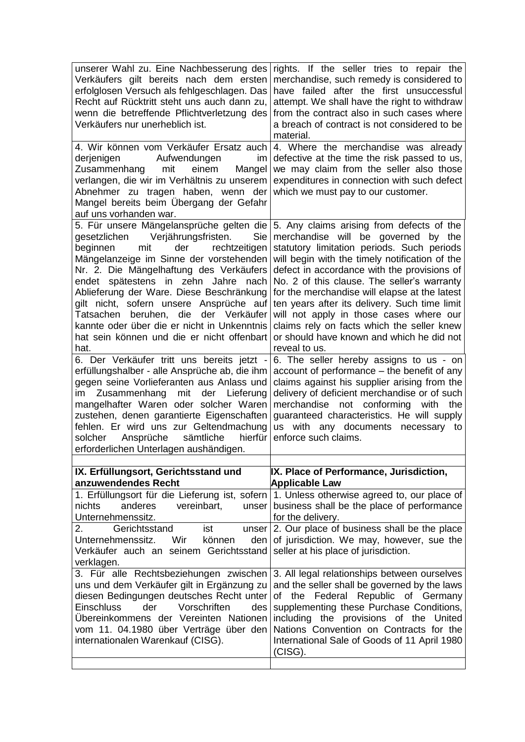| | |
|---|---|
| unserer Wahl zu. Eine Nachbesserung des Verkäufers gilt bereits nach dem ersten erfolglosen Versuch als fehlgeschlagen. Das Recht auf Rücktritt steht uns auch dann zu, wenn die betreffende Pflichtverletzung des Verkäufers nur unerheblich ist. | rights. If the seller tries to repair the merchandise, such remedy is considered to have failed after the first unsuccessful attempt. We shall have the right to withdraw from the contract also in such cases where a breach of contract is not considered to be material. |
| 4. Wir können vom Verkäufer Ersatz auch derjenigen Aufwendungen im Zusammenhang mit einem Mangel verlangen, die wir im Verhältnis zu unserem Abnehmer zu tragen haben, wenn der Mangel bereits beim Übergang der Gefahr auf uns vorhanden war. | 4. Where the merchandise was already defective at the time the risk passed to us, we may claim from the seller also those expenditures in connection with such defect which we must pay to our customer. |
| 5. Für unsere Mängelansprüche gelten die gesetzlichen Verjährungsfristen. Sie beginnen mit der rechtzeitigen Mängelanzeige im Sinne der vorstehenden Nr. 2. Die Mängelhaftung des Verkäufers endet spätestens in zehn Jahre nach Ablieferung der Ware. Diese Beschränkung gilt nicht, sofern unsere Ansprüche auf Tatsachen beruhen, die der Verkäufer kannte oder über die er nicht in Unkenntnis hat sein können und die er nicht offenbart hat. | 5. Any claims arising from defects of the merchandise will be governed by the statutory limitation periods. Such periods will begin with the timely notification of the defect in accordance with the provisions of No. 2 of this clause. The seller's warranty for the merchandise will elapse at the latest ten years after its delivery. Such time limit will not apply in those cases where our claims rely on facts which the seller knew or should have known and which he did not reveal to us. |
| 6. Der Verkäufer tritt uns bereits jetzt - erfüllungshalber - alle Ansprüche ab, die ihm gegen seine Vorlieferanten aus Anlass und im Zusammenhang mit der Lieferung mangelhafter Waren oder solcher Waren zustehen, denen garantierte Eigenschaften fehlen. Er wird uns zur Geltendmachung solcher Ansprüche sämtliche hierfür erforderlichen Unterlagen aushändigen. | 6. The seller hereby assigns to us - on account of performance – the benefit of any claims against his supplier arising from the delivery of deficient merchandise or of such merchandise not conforming with the guaranteed characteristics. He will supply us with any documents necessary to enforce such claims. |
| | |
| **IX. Erfüllungsort, Gerichtsstand und anzuwendendes Recht** | **IX. Place of Performance, Jurisdiction, Applicable Law** |
| 1. Erfüllungsort für die Lieferung ist, sofern nichts anderes vereinbart, unser Unternehmenssitz. | 1. Unless otherwise agreed to, our place of business shall be the place of performance for the delivery. |
| 2. Gerichtsstand ist unser Unternehmenssitz. Wir können den Verkäufer auch an seinem Gerichtsstand verklagen. | 2. Our place of business shall be the place of jurisdiction. We may, however, sue the seller at his place of jurisdiction. |
| 3. Für alle Rechtsbeziehungen zwischen uns und dem Verkäufer gilt in Ergänzung zu diesen Bedingungen deutsches Recht unter Einschluss der Vorschriften des Übereinkommens der Vereinten Nationen vom 11. 04.1980 über Verträge über den internationalen Warenkauf (CISG). | 3. All legal relationships between ourselves and the seller shall be governed by the laws of the Federal Republic of Germany supplementing these Purchase Conditions, including the provisions of the United Nations Convention on Contracts for the International Sale of Goods of 11 April 1980 (CISG). |
| | |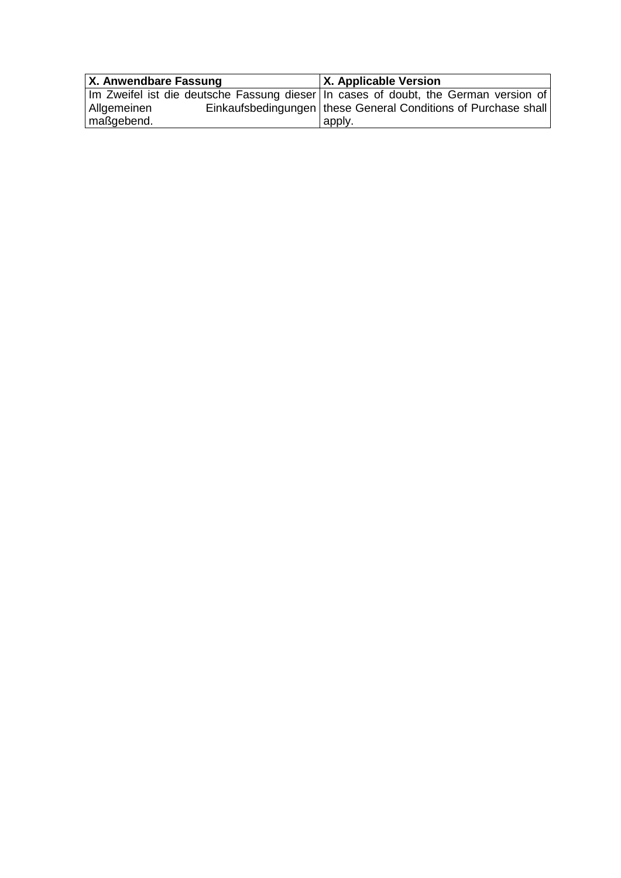| **X. Anwendbare Fassung** | **X. Applicable Version** |
|---|---|
| Im Zweifel ist die deutsche Fassung dieser Allgemeinen Einkaufsbedingungen maßgebend. | In cases of doubt, the German version of these General Conditions of Purchase shall apply. |